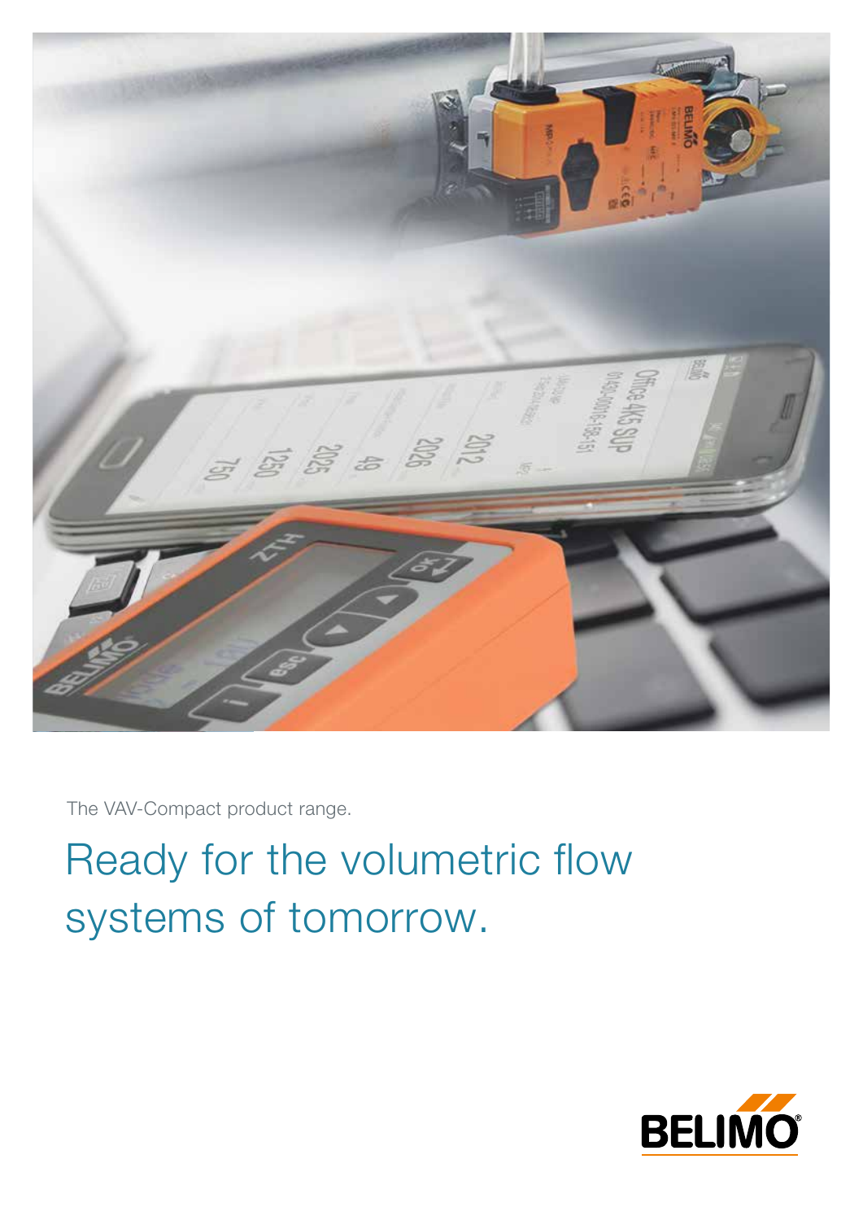The VAV-Compact product range.

# Ready for the volumetric flow systems of tomorrow.

BELIMO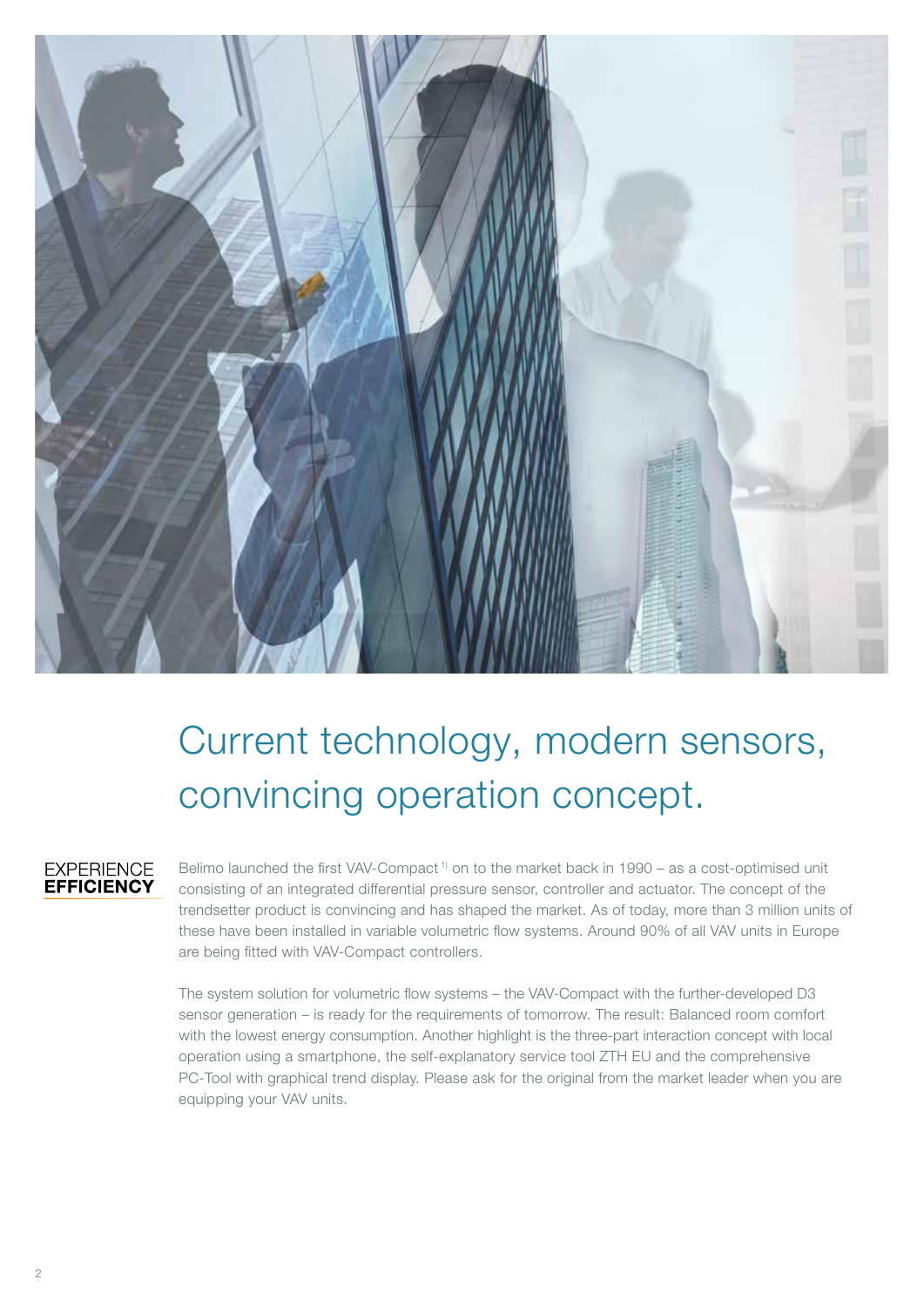# Current technology, modern sensors, convincing operation concept.

EXPERIENCE **EFFICIENCY**

Belimo launched the first VAV-Compact [1)] on to the market back in 1990 – as a cost-optimised unit consisting of an integrated differential pressure sensor, controller and actuator. The concept of the trendsetter product is convincing and has shaped the market. As of today, more than 3 million units of these have been installed in variable volumetric flow systems. Around 90% of all VAV units in Europe are being fitted with VAV-Compact controllers.

The system solution for volumetric flow systems – the VAV-Compact with the further-developed D3 sensor generation – is ready for the requirements of tomorrow. The result: Balanced room comfort with the lowest energy consumption. Another highlight is the three-part interaction concept with local operation using a smartphone, the self-explanatory service tool ZTH EU and the comprehensive PC-Tool with graphical trend display. Please ask for the original from the market leader when you are equipping your VAV units.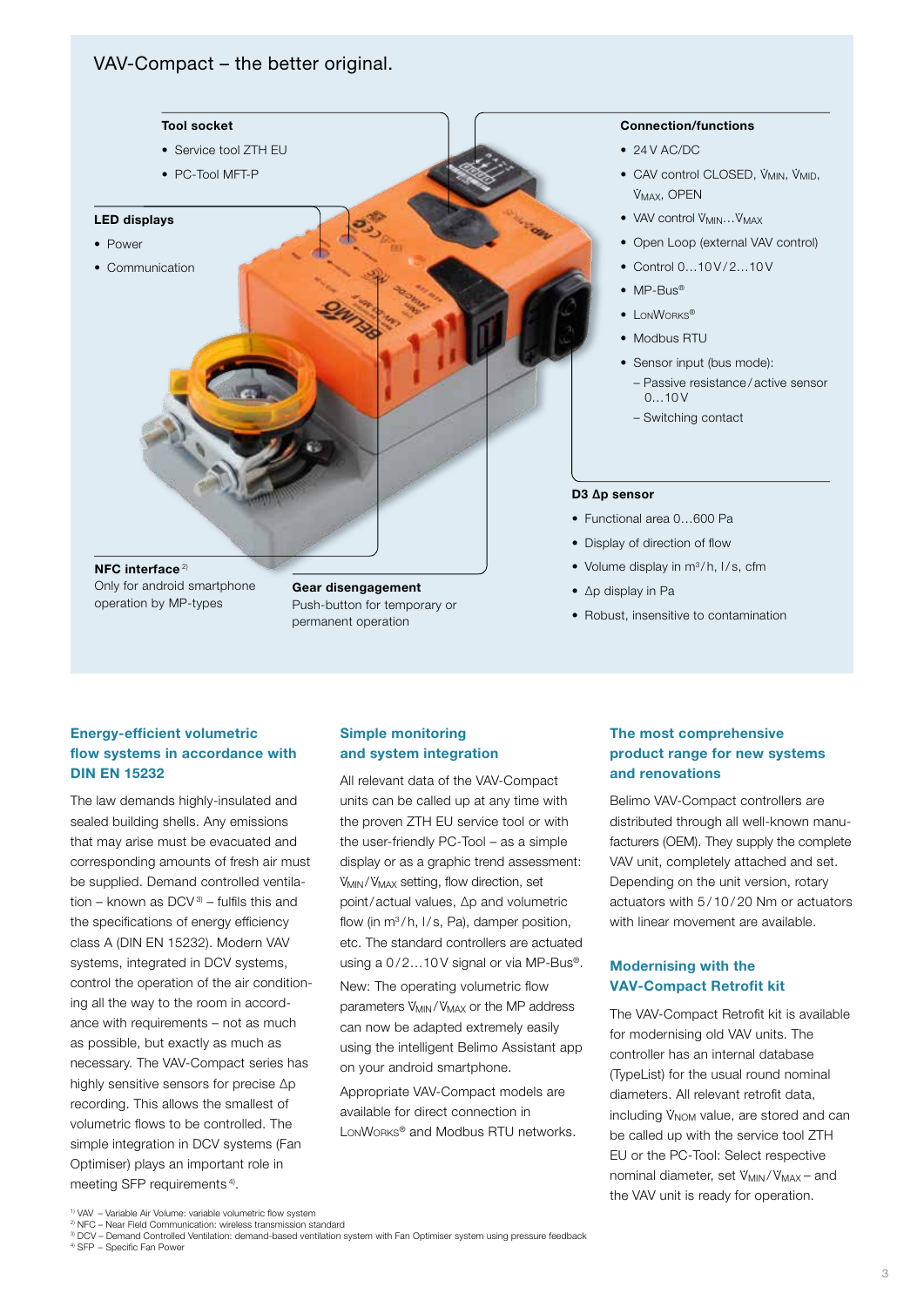## VAV-Compact – the better original.

**Tool socket**

- Service tool ZTH EU
- PC-Tool MFT-P

**LED displays**

- Power
- Communication

**NFC interface** [2]

Only for android smartphone operation by MP-types

**Gear disengagement**

Push-button for temporary or permanent operation

**Connection/functions**

- 24 V AC/DC
- CAV control CLOSED, $\dot{V}_{MIN}$, $\dot{V}_{MID}$, $\dot{V}_{MAX}$, OPEN
- VAV control $\dot{V}_{MIN}$…$\dot{V}_{MAX}$
- Open Loop (external VAV control)
- Control 0…10 V / 2…10 V
- MP-Bus®
- LonWorks®
- Modbus RTU
- Sensor input (bus mode):
  - Passive resistance / active sensor 0…10 V
  - Switching contact

**D3 Δp sensor**

- Functional area 0…600 Pa
- Display of direction of flow
- Volume display in m³/h, l/s, cfm
- Δp display in Pa
- Robust, insensitive to contamination

### Energy-efficient volumetric flow systems in accordance with DIN EN 15232

The law demands highly-insulated and sealed building shells. Any emissions that may arise must be evacuated and corresponding amounts of fresh air must be supplied. Demand controlled ventilation – known as DCV [3] – fulfils this and the specifications of energy efficiency class A (DIN EN 15232). Modern VAV systems, integrated in DCV systems, control the operation of the air conditioning all the way to the room in accordance with requirements – not as much as possible, but exactly as much as necessary. The VAV-Compact series has highly sensitive sensors for precise Δp recording. This allows the smallest of volumetric flows to be controlled. The simple integration in DCV systems (Fan Optimiser) plays an important role in meeting SFP requirements [4].

### Simple monitoring and system integration

All relevant data of the VAV-Compact units can be called up at any time with the proven ZTH EU service tool or with the user-friendly PC-Tool – as a simple display or as a graphic trend assessment: $\dot{V}_{MIN}$/$\dot{V}_{MAX}$ setting, flow direction, set point / actual values, Δp and volumetric flow (in m³/h, l/s, Pa), damper position, etc. The standard controllers are actuated using a 0 / 2…10 V signal or via MP-Bus®.

New: The operating volumetric flow parameters $\dot{V}_{MIN}$/$\dot{V}_{MAX}$ or the MP address can now be adapted extremely easily using the intelligent Belimo Assistant app on your android smartphone.

Appropriate VAV-Compact models are available for direct connection in LonWorks® and Modbus RTU networks.

### The most comprehensive product range for new systems and renovations

Belimo VAV-Compact controllers are distributed through all well-known manufacturers (OEM). They supply the complete VAV unit, completely attached and set. Depending on the unit version, rotary actuators with 5 / 10 / 20 Nm or actuators with linear movement are available.

### Modernising with the VAV-Compact Retrofit kit

The VAV-Compact Retrofit kit is available for modernising old VAV units. The controller has an internal database (TypeList) for the usual round nominal diameters. All relevant retrofit data, including $\dot{V}_{NOM}$ value, are stored and can be called up with the service tool ZTH EU or the PC-Tool: Select respective nominal diameter, set $\dot{V}_{MIN}$/$\dot{V}_{MAX}$ – and the VAV unit is ready for operation.

[1] VAV – Variable Air Volume: variable volumetric flow system
[2] NFC – Near Field Communication: wireless transmission standard
[3] DCV – Demand Controlled Ventilation: demand-based ventilation system with Fan Optimiser system using pressure feedback
[4] SFP – Specific Fan Power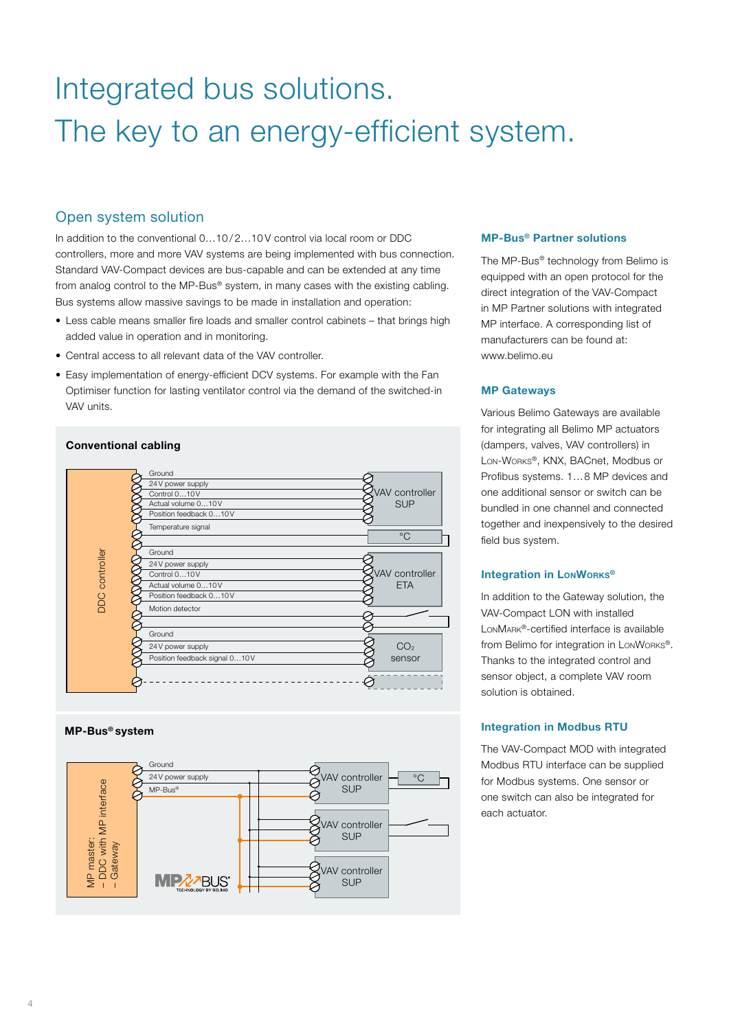# Integrated bus solutions.
# The key to an energy-efficient system.

## Open system solution

In addition to the conventional 0…10/2…10 V control via local room or DDC controllers, more and more VAV systems are being implemented with bus connection. Standard VAV-Compact devices are bus-capable and can be extended at any time from analog control to the MP-Bus® system, in many cases with the existing cabling. Bus systems allow massive savings to be made in installation and operation:

- Less cable means smaller fire loads and smaller control cabinets – that brings high added value in operation and in monitoring.
- Central access to all relevant data of the VAV controller.
- Easy implementation of energy-efficient DCV systems. For example with the Fan Optimiser function for lasting ventilator control via the demand of the switched-in VAV units.

### Conventional cabling

DDC controller

Ground
24 V power supply
Control 0…10 V
Actual volume 0…10 V
Position feedback 0…10 V
VAV controller SUP

Temperature signal
°C

Ground
24 V power supply
Control 0…10 V
Actual volume 0…10 V
Position feedback 0…10 V
VAV controller ETA

Motion detector

Ground
24 V power supply
Position feedback signal 0…10 V
$CO_2$ sensor

### MP-Bus® system

MP master:
– DDC with MP interface
– Gateway

Ground
24 V power supply
MP-Bus®

VAV controller SUP
°C
VAV controller SUP
VAV controller SUP

MP BUS® TECHNOLOGY BY BELIMO

### MP-Bus® Partner solutions

The MP-Bus® technology from Belimo is equipped with an open protocol for the direct integration of the VAV-Compact in MP Partner solutions with integrated MP interface. A corresponding list of manufacturers can be found at: www.belimo.eu

### MP Gateways

Various Belimo Gateways are available for integrating all Belimo MP actuators (dampers, valves, VAV controllers) in LON-WORKS®, KNX, BACnet, Modbus or Profibus systems. 1…8 MP devices and one additional sensor or switch can be bundled in one channel and connected together and inexpensively to the desired field bus system.

### Integration in LONWORKS®

In addition to the Gateway solution, the VAV-Compact LON with installed LONMARK®-certified interface is available from Belimo for integration in LONWORKS®. Thanks to the integrated control and sensor object, a complete VAV room solution is obtained.

### Integration in Modbus RTU

The VAV-Compact MOD with integrated Modbus RTU interface can be supplied for Modbus systems. One sensor or one switch can also be integrated for each actuator.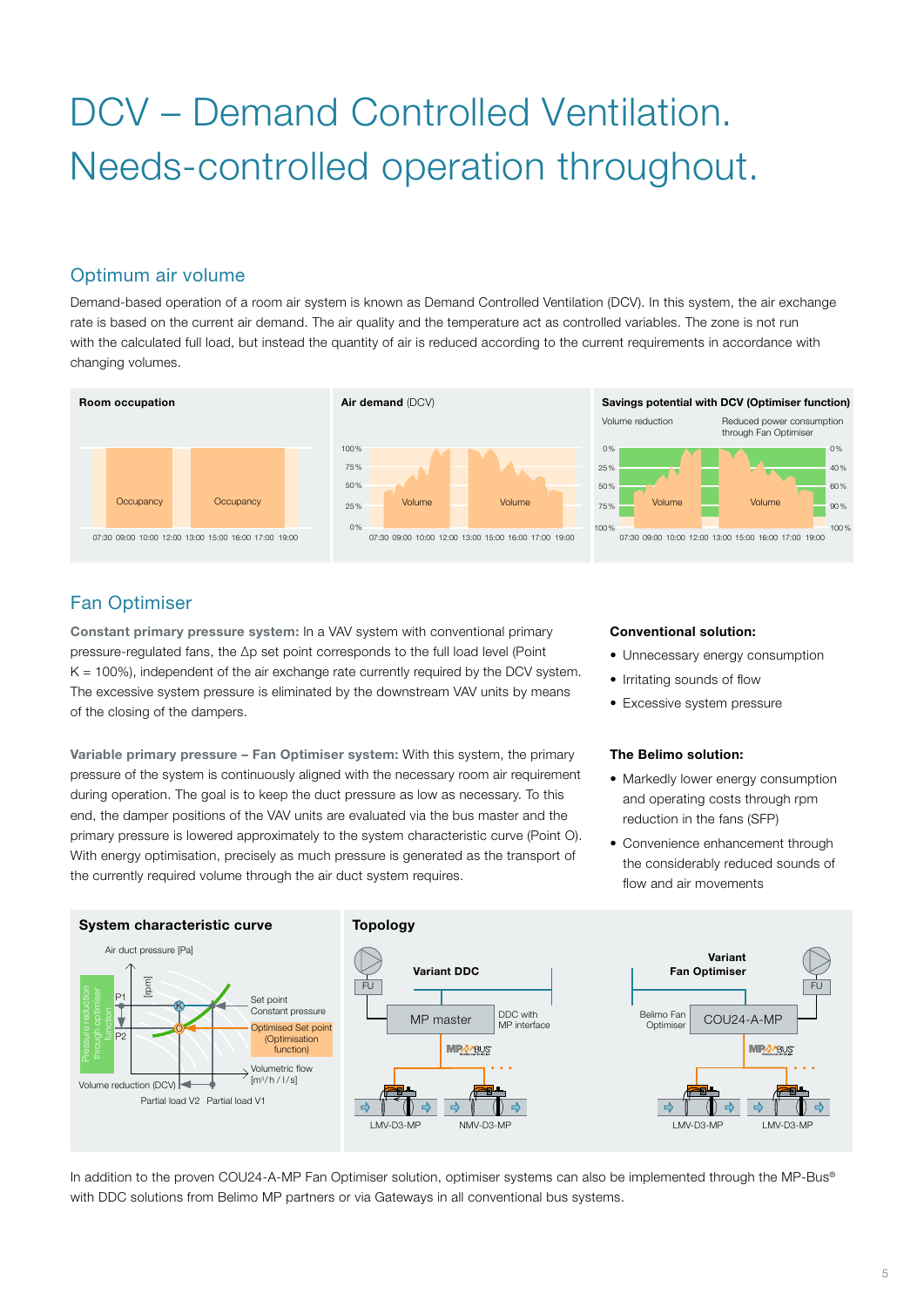# DCV – Demand Controlled Ventilation. Needs-controlled operation throughout.

## Optimum air volume

Demand-based operation of a room air system is known as Demand Controlled Ventilation (DCV). In this system, the air exchange rate is based on the current air demand. The air quality and the temperature act as controlled variables. The zone is not run with the calculated full load, but instead the quantity of air is reduced according to the current requirements in accordance with changing volumes.

**Room occupation**

Occupancy · Occupancy

07:30 09:00 10:00 12:00 13:00 15:00 16:00 17:00 19:00

**Air demand** (DCV)

100% · 75% · 50% · 25% · 0%

Volume · Volume

07:30 09:00 10:00 12:00 13:00 15:00 16:00 17:00 19:00

**Savings potential with DCV (Optimiser function)**

Volume reduction: 0% · 25% · 50% · 75% · 100%

Reduced power consumption through Fan Optimiser: 0% · 40% · 60% · 90% · 100%

Volume · Volume

07:30 09:00 10:00 12:00 13:00 15:00 16:00 17:00 19:00

## Fan Optimiser

**Constant primary pressure system:** In a VAV system with conventional primary pressure-regulated fans, the Δp set point corresponds to the full load level (Point K = 100%), independent of the air exchange rate currently required by the DCV system. The excessive system pressure is eliminated by the downstream VAV units by means of the closing of the dampers.

**Variable primary pressure – Fan Optimiser system:** With this system, the primary pressure of the system is continuously aligned with the necessary room air requirement during operation. The goal is to keep the duct pressure as low as necessary. To this end, the damper positions of the VAV units are evaluated via the bus master and the primary pressure is lowered approximately to the system characteristic curve (Point O). With energy optimisation, precisely as much pressure is generated as the transport of the currently required volume through the air duct system requires.

**Conventional solution:**

- Unnecessary energy consumption
- Irritating sounds of flow
- Excessive system pressure

**The Belimo solution:**

- Markedly lower energy consumption and operating costs through rpm reduction in the fans (SFP)
- Convenience enhancement through the considerably reduced sounds of flow and air movements

**System characteristic curve**

Air duct pressure [Pa] · [rpm] · P1 · P2 · K · O · Pressure reduction through optimiser function · Set point Constant pressure · Optimised Set point (Optimisation function) · Volumetric flow [m³/h / l/s] · Volume reduction (DCV) · Partial load V2 · Partial load V1

**Topology**

Variant DDC: FU · MP master · DDC with MP interface · MP-BUS · LMV-D3-MP · NMV-D3-MP

Variant Fan Optimiser: FU · Belimo Fan Optimiser · COU24-A-MP · MP-BUS · LMV-D3-MP · LMV-D3-MP

In addition to the proven COU24-A-MP Fan Optimiser solution, optimiser systems can also be implemented through the MP-Bus® with DDC solutions from Belimo MP partners or via Gateways in all conventional bus systems.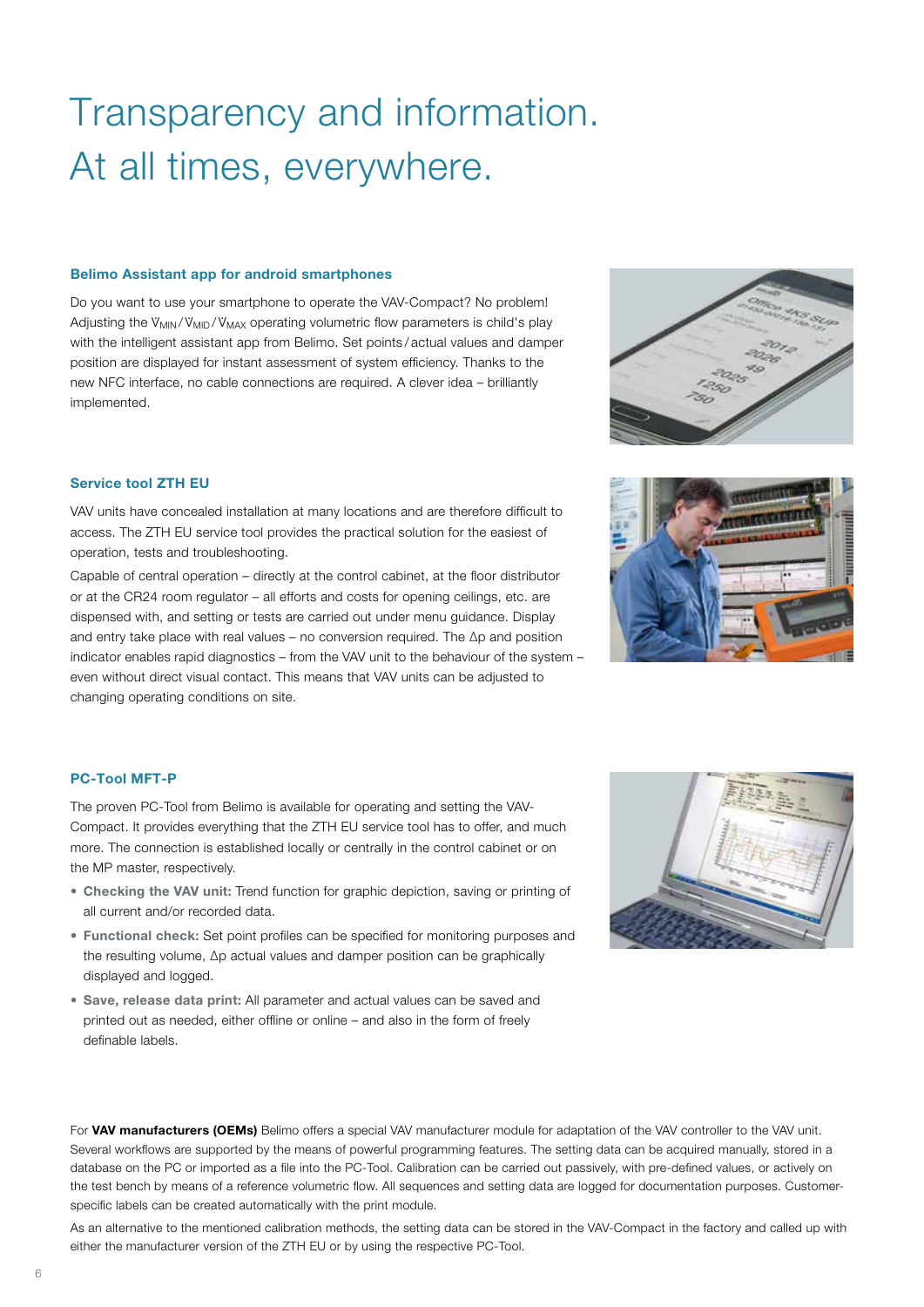# Transparency and information. At all times, everywhere.

### Belimo Assistant app for android smartphones

Do you want to use your smartphone to operate the VAV-Compact? No problem! Adjusting the $\dot{V}_{MIN}$ / $\dot{V}_{MID}$ / $\dot{V}_{MAX}$ operating volumetric flow parameters is child's play with the intelligent assistant app from Belimo. Set points / actual values and damper position are displayed for instant assessment of system efficiency. Thanks to the new NFC interface, no cable connections are required. A clever idea – brilliantly implemented.

### Service tool ZTH EU

VAV units have concealed installation at many locations and are therefore difficult to access. The ZTH EU service tool provides the practical solution for the easiest of operation, tests and troubleshooting.

Capable of central operation – directly at the control cabinet, at the floor distributor or at the CR24 room regulator – all efforts and costs for opening ceilings, etc. are dispensed with, and setting or tests are carried out under menu guidance. Display and entry take place with real values – no conversion required. The Δp and position indicator enables rapid diagnostics – from the VAV unit to the behaviour of the system – even without direct visual contact. This means that VAV units can be adjusted to changing operating conditions on site.

### PC-Tool MFT-P

The proven PC-Tool from Belimo is available for operating and setting the VAV-Compact. It provides everything that the ZTH EU service tool has to offer, and much more. The connection is established locally or centrally in the control cabinet or on the MP master, respectively.

- **Checking the VAV unit:** Trend function for graphic depiction, saving or printing of all current and/or recorded data.
- **Functional check:** Set point profiles can be specified for monitoring purposes and the resulting volume, Δp actual values and damper position can be graphically displayed and logged.
- **Save, release data print:** All parameter and actual values can be saved and printed out as needed, either offline or online – and also in the form of freely definable labels.

For **VAV manufacturers (OEMs)** Belimo offers a special VAV manufacturer module for adaptation of the VAV controller to the VAV unit. Several workflows are supported by the means of powerful programming features. The setting data can be acquired manually, stored in a database on the PC or imported as a file into the PC-Tool. Calibration can be carried out passively, with pre-defined values, or actively on the test bench by means of a reference volumetric flow. All sequences and setting data are logged for documentation purposes. Customer-specific labels can be created automatically with the print module.

As an alternative to the mentioned calibration methods, the setting data can be stored in the VAV-Compact in the factory and called up with either the manufacturer version of the ZTH EU or by using the respective PC-Tool.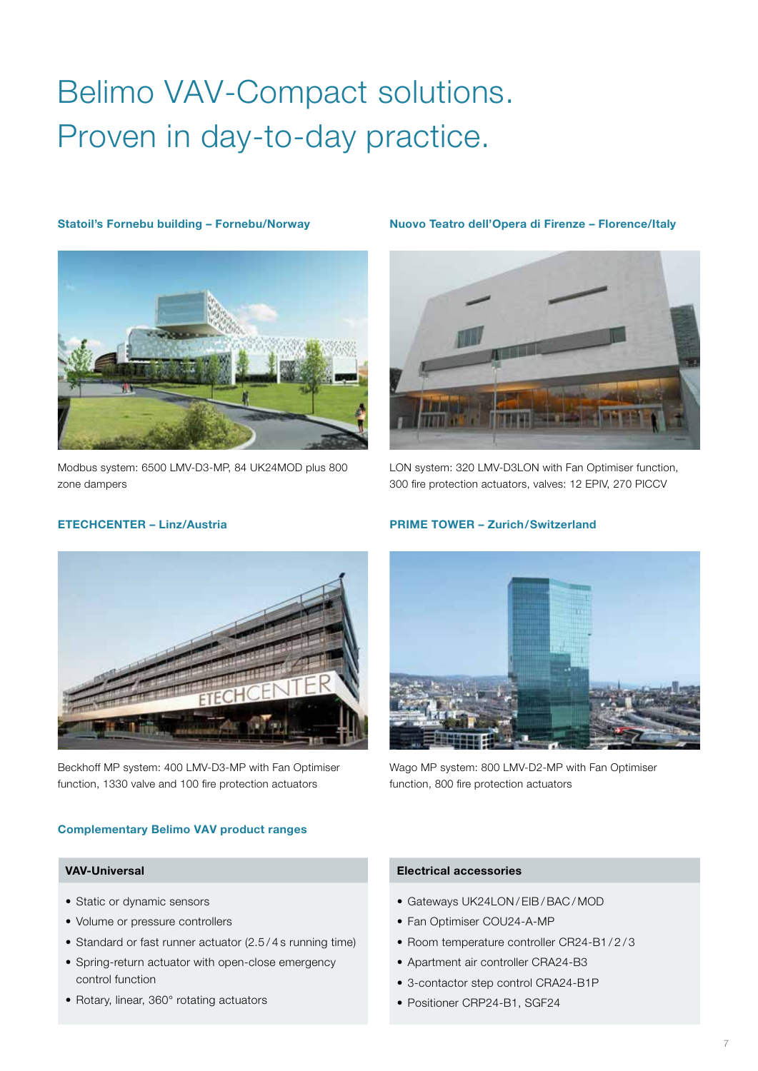# Belimo VAV-Compact solutions. Proven in day-to-day practice.

### Statoil's Fornebu building – Fornebu/Norway

Modbus system: 6500 LMV-D3-MP, 84 UK24MOD plus 800 zone dampers

### Nuovo Teatro dell'Opera di Firenze – Florence/Italy

LON system: 320 LMV-D3LON with Fan Optimiser function, 300 fire protection actuators, valves: 12 EPIV, 270 PICCV

### ETECHCENTER – Linz/Austria

Beckhoff MP system: 400 LMV-D3-MP with Fan Optimiser function, 1330 valve and 100 fire protection actuators

### PRIME TOWER – Zurich/Switzerland

Wago MP system: 800 LMV-D2-MP with Fan Optimiser function, 800 fire protection actuators

### Complementary Belimo VAV product ranges

#### VAV-Universal

- Static or dynamic sensors
- Volume or pressure controllers
- Standard or fast runner actuator (2.5 / 4 s running time)
- Spring-return actuator with open-close emergency control function
- Rotary, linear, 360° rotating actuators

#### Electrical accessories

- Gateways UK24LON / EIB / BAC / MOD
- Fan Optimiser COU24-A-MP
- Room temperature controller CR24-B1 / 2 / 3
- Apartment air controller CRA24-B3
- 3-contactor step control CRA24-B1P
- Positioner CRP24-B1, SGF24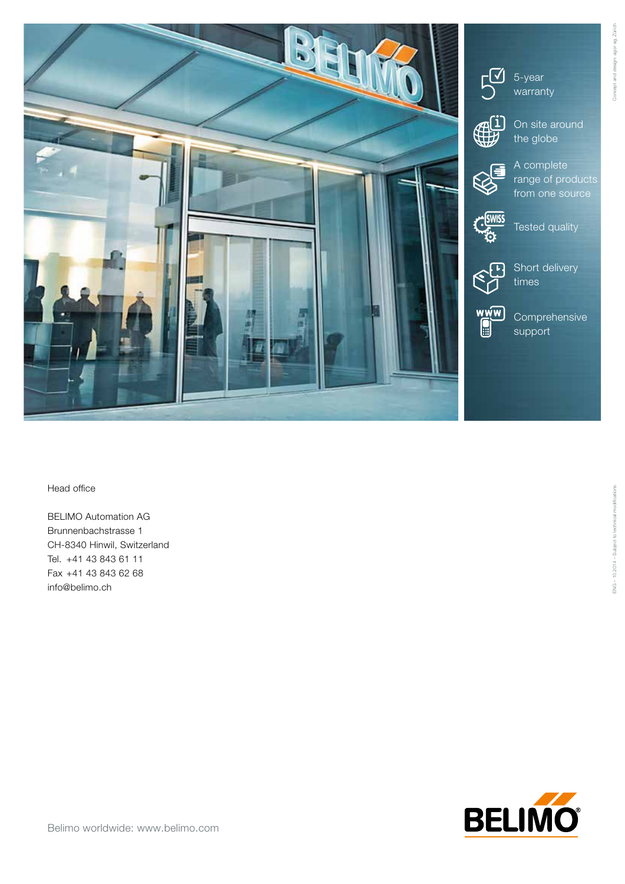5-year warranty

On site around the globe

A complete range of products from one source

Tested quality

Short delivery times

Comprehensive support

Head office

BELIMO Automation AG
Brunnenbachstrasse 1
CH-8340 Hinwil, Switzerland
Tel. +41 43 843 61 11
Fax +41 43 843 62 68
info@belimo.ch

Belimo worldwide: www.belimo.com

ENG – 10.2014 – Subject to technical modifications

Concept and design: agor ag, Zürich